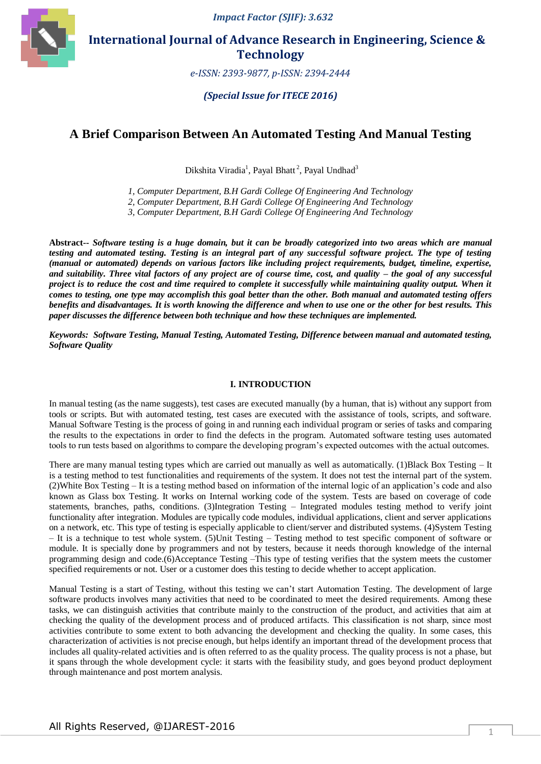# A Brief Comparison Between An Automated Testing And Manual Testing

Dikshita Viradia[1], Payal Bhatt[2], Payal Undhad[3]

*1, Computer Department, B.H Gardi College Of Engineering And Technology*
*2, Computer Department, B.H Gardi College Of Engineering And Technology*
*3, Computer Department, B.H Gardi College Of Engineering And Technology*

**Abstract--** ***Software testing is a huge domain, but it can be broadly categorized into two areas which are manual testing and automated testing. Testing is an integral part of any successful software project. The type of testing (manual or automated) depends on various factors like including project requirements, budget, timeline, expertise, and suitability. Three vital factors of any project are of course time, cost, and quality – the goal of any successful project is to reduce the cost and time required to complete it successfully while maintaining quality output. When it comes to testing, one type may accomplish this goal better than the other. Both manual and automated testing offers benefits and disadvantages. It is worth knowing the difference and when to use one or the other for best results. This paper discusses the difference between both technique and how these techniques are implemented.***

***Keywords: Software Testing, Manual Testing, Automated Testing, Difference between manual and automated testing, Software Quality***

## I. INTRODUCTION

In manual testing (as the name suggests), test cases are executed manually (by a human, that is) without any support from tools or scripts. But with automated testing, test cases are executed with the assistance of tools, scripts, and software. Manual Software Testing is the process of going in and running each individual program or series of tasks and comparing the results to the expectations in order to find the defects in the program. Automated software testing uses automated tools to run tests based on algorithms to compare the developing program's expected outcomes with the actual outcomes.

There are many manual testing types which are carried out manually as well as automatically. (1)Black Box Testing – It is a testing method to test functionalities and requirements of the system. It does not test the internal part of the system. (2)White Box Testing – It is a testing method based on information of the internal logic of an application's code and also known as Glass box Testing. It works on Internal working code of the system. Tests are based on coverage of code statements, branches, paths, conditions. (3)Integration Testing – Integrated modules testing method to verify joint functionality after integration. Modules are typically code modules, individual applications, client and server applications on a network, etc. This type of testing is especially applicable to client/server and distributed systems. (4)System Testing – It is a technique to test whole system. (5)Unit Testing – Testing method to test specific component of software or module. It is specially done by programmers and not by testers, because it needs thorough knowledge of the internal programming design and code.(6)Acceptance Testing –This type of testing verifies that the system meets the customer specified requirements or not. User or a customer does this testing to decide whether to accept application.

Manual Testing is a start of Testing, without this testing we can't start Automation Testing. The development of large software products involves many activities that need to be coordinated to meet the desired requirements. Among these tasks, we can distinguish activities that contribute mainly to the construction of the product, and activities that aim at checking the quality of the development process and of produced artifacts. This classification is not sharp, since most activities contribute to some extent to both advancing the development and checking the quality. In some cases, this characterization of activities is not precise enough, but helps identify an important thread of the development process that includes all quality-related activities and is often referred to as the quality process. The quality process is not a phase, but it spans through the whole development cycle: it starts with the feasibility study, and goes beyond product deployment through maintenance and post mortem analysis.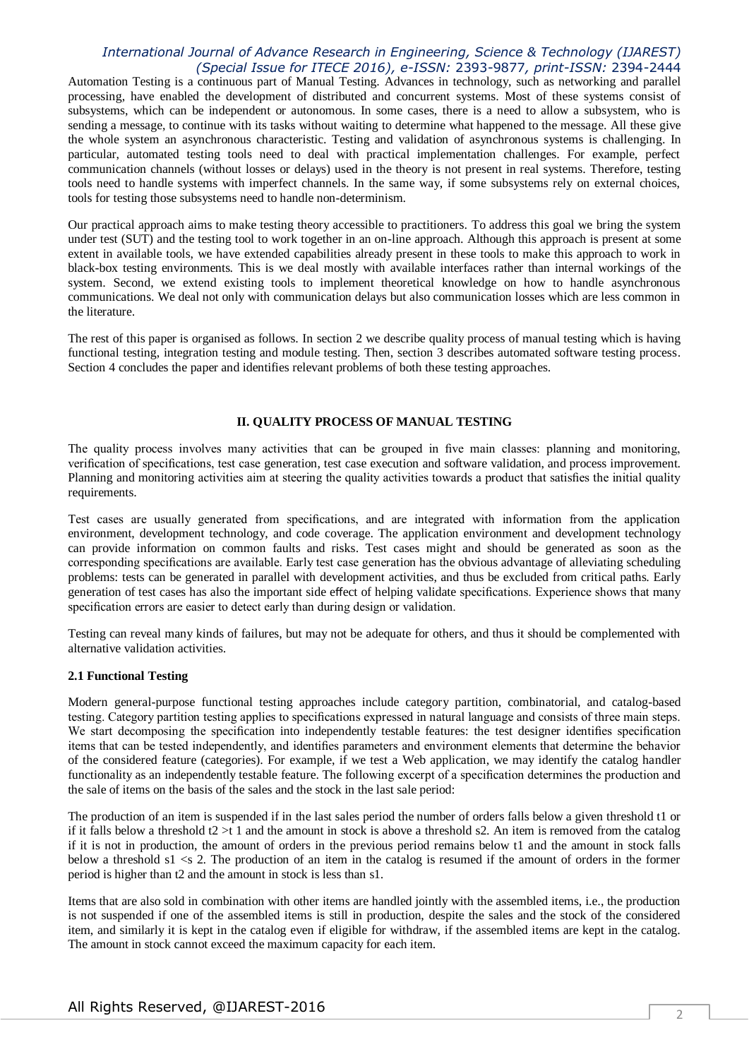Automation Testing is a continuous part of Manual Testing. Advances in technology, such as networking and parallel processing, have enabled the development of distributed and concurrent systems. Most of these systems consist of subsystems, which can be independent or autonomous. In some cases, there is a need to allow a subsystem, who is sending a message, to continue with its tasks without waiting to determine what happened to the message. All these give the whole system an asynchronous characteristic. Testing and validation of asynchronous systems is challenging. In particular, automated testing tools need to deal with practical implementation challenges. For example, perfect communication channels (without losses or delays) used in the theory is not present in real systems. Therefore, testing tools need to handle systems with imperfect channels. In the same way, if some subsystems rely on external choices, tools for testing those subsystems need to handle non-determinism.

Our practical approach aims to make testing theory accessible to practitioners. To address this goal we bring the system under test (SUT) and the testing tool to work together in an on-line approach. Although this approach is present at some extent in available tools, we have extended capabilities already present in these tools to make this approach to work in black-box testing environments. This is we deal mostly with available interfaces rather than internal workings of the system. Second, we extend existing tools to implement theoretical knowledge on how to handle asynchronous communications. We deal not only with communication delays but also communication losses which are less common in the literature.

The rest of this paper is organised as follows. In section 2 we describe quality process of manual testing which is having functional testing, integration testing and module testing. Then, section 3 describes automated software testing process. Section 4 concludes the paper and identifies relevant problems of both these testing approaches.

## II. QUALITY PROCESS OF MANUAL TESTING

The quality process involves many activities that can be grouped in five main classes: planning and monitoring, verification of specifications, test case generation, test case execution and software validation, and process improvement. Planning and monitoring activities aim at steering the quality activities towards a product that satisfies the initial quality requirements.

Test cases are usually generated from specifications, and are integrated with information from the application environment, development technology, and code coverage. The application environment and development technology can provide information on common faults and risks. Test cases might and should be generated as soon as the corresponding specifications are available. Early test case generation has the obvious advantage of alleviating scheduling problems: tests can be generated in parallel with development activities, and thus be excluded from critical paths. Early generation of test cases has also the important side effect of helping validate specifications. Experience shows that many specification errors are easier to detect early than during design or validation.

Testing can reveal many kinds of failures, but may not be adequate for others, and thus it should be complemented with alternative validation activities.

### 2.1 Functional Testing

Modern general-purpose functional testing approaches include category partition, combinatorial, and catalog-based testing. Category partition testing applies to specifications expressed in natural language and consists of three main steps. We start decomposing the specification into independently testable features: the test designer identifies specification items that can be tested independently, and identifies parameters and environment elements that determine the behavior of the considered feature (categories). For example, if we test a Web application, we may identify the catalog handler functionality as an independently testable feature. The following excerpt of a specification determines the production and the sale of items on the basis of the sales and the stock in the last sale period:

The production of an item is suspended if in the last sales period the number of orders falls below a given threshold t1 or if it falls below a threshold t2 >t 1 and the amount in stock is above a threshold s2. An item is removed from the catalog if it is not in production, the amount of orders in the previous period remains below t1 and the amount in stock falls below a threshold s1 <s 2. The production of an item in the catalog is resumed if the amount of orders in the former period is higher than t2 and the amount in stock is less than s1.

Items that are also sold in combination with other items are handled jointly with the assembled items, i.e., the production is not suspended if one of the assembled items is still in production, despite the sales and the stock of the considered item, and similarly it is kept in the catalog even if eligible for withdraw, if the assembled items are kept in the catalog. The amount in stock cannot exceed the maximum capacity for each item.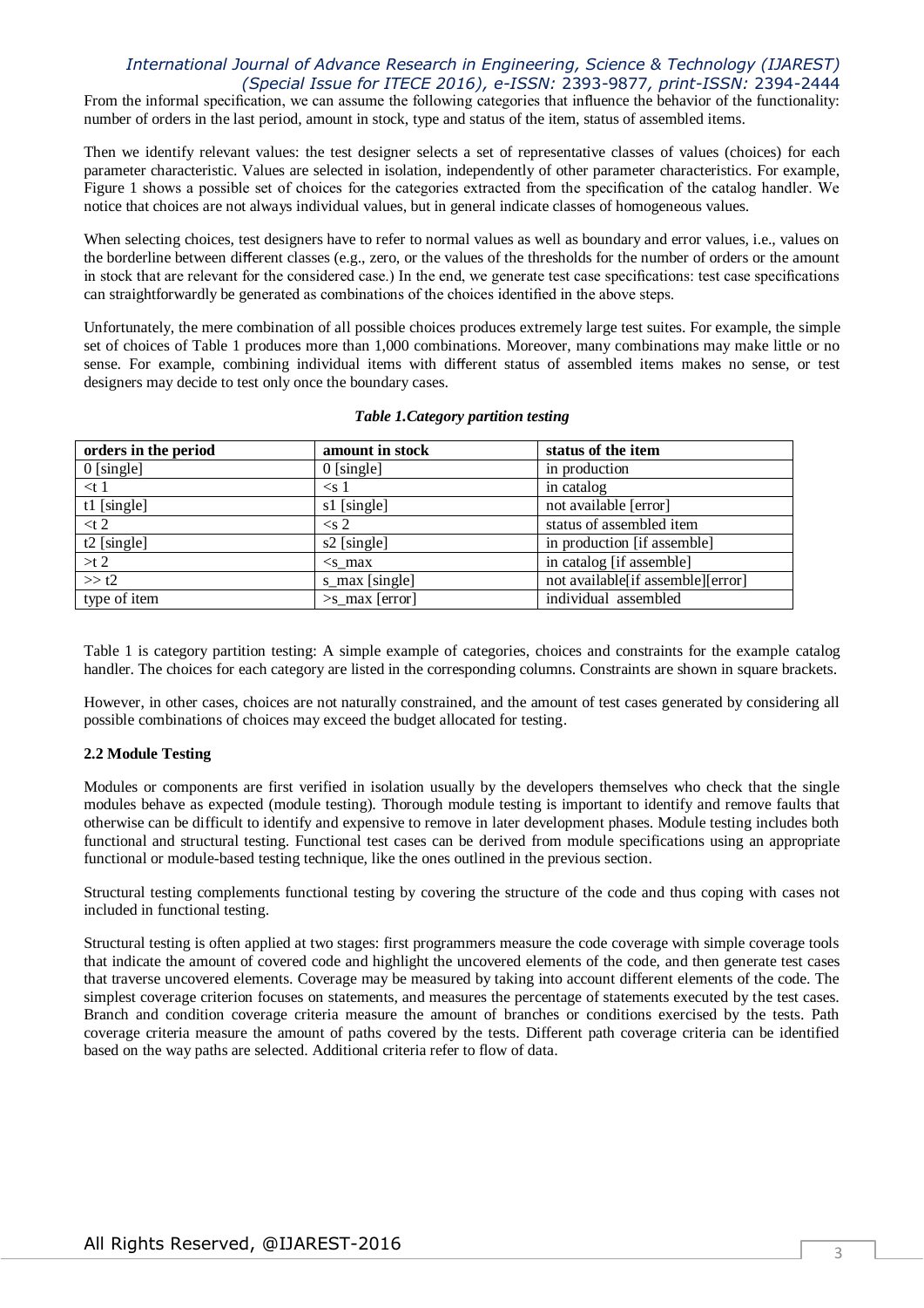From the informal specification, we can assume the following categories that influence the behavior of the functionality: number of orders in the last period, amount in stock, type and status of the item, status of assembled items.

Then we identify relevant values: the test designer selects a set of representative classes of values (choices) for each parameter characteristic. Values are selected in isolation, independently of other parameter characteristics. For example, Figure 1 shows a possible set of choices for the categories extracted from the specification of the catalog handler. We notice that choices are not always individual values, but in general indicate classes of homogeneous values.

When selecting choices, test designers have to refer to normal values as well as boundary and error values, i.e., values on the borderline between different classes (e.g., zero, or the values of the thresholds for the number of orders or the amount in stock that are relevant for the considered case.) In the end, we generate test case specifications: test case specifications can straightforwardly be generated as combinations of the choices identified in the above steps.

Unfortunately, the mere combination of all possible choices produces extremely large test suites. For example, the simple set of choices of Table 1 produces more than 1,000 combinations. Moreover, many combinations may make little or no sense. For example, combining individual items with different status of assembled items makes no sense, or test designers may decide to test only once the boundary cases.

***Table 1.Category partition testing***

| orders in the period | amount in stock | status of the item |
|---|---|---|
| 0 [single] | 0 [single] | in production |
| <t 1 | <s 1 | in catalog |
| t1 [single] | s1 [single] | not available [error] |
| <t 2 | <s 2 | status of assembled item |
| t2 [single] | s2 [single] | in production [if assemble] |
| >t 2 | <s_max | in catalog [if assemble] |
| >> t2 | s_max [single] | not available[if assemble][error] |
| type of item | >s_max [error] | individual assembled |

Table 1 is category partition testing: A simple example of categories, choices and constraints for the example catalog handler. The choices for each category are listed in the corresponding columns. Constraints are shown in square brackets.

However, in other cases, choices are not naturally constrained, and the amount of test cases generated by considering all possible combinations of choices may exceed the budget allocated for testing.

**2.2 Module Testing**

Modules or components are first verified in isolation usually by the developers themselves who check that the single modules behave as expected (module testing). Thorough module testing is important to identify and remove faults that otherwise can be difficult to identify and expensive to remove in later development phases. Module testing includes both functional and structural testing. Functional test cases can be derived from module specifications using an appropriate functional or module-based testing technique, like the ones outlined in the previous section.

Structural testing complements functional testing by covering the structure of the code and thus coping with cases not included in functional testing.

Structural testing is often applied at two stages: first programmers measure the code coverage with simple coverage tools that indicate the amount of covered code and highlight the uncovered elements of the code, and then generate test cases that traverse uncovered elements. Coverage may be measured by taking into account different elements of the code. The simplest coverage criterion focuses on statements, and measures the percentage of statements executed by the test cases. Branch and condition coverage criteria measure the amount of branches or conditions exercised by the tests. Path coverage criteria measure the amount of paths covered by the tests. Different path coverage criteria can be identified based on the way paths are selected. Additional criteria refer to flow of data.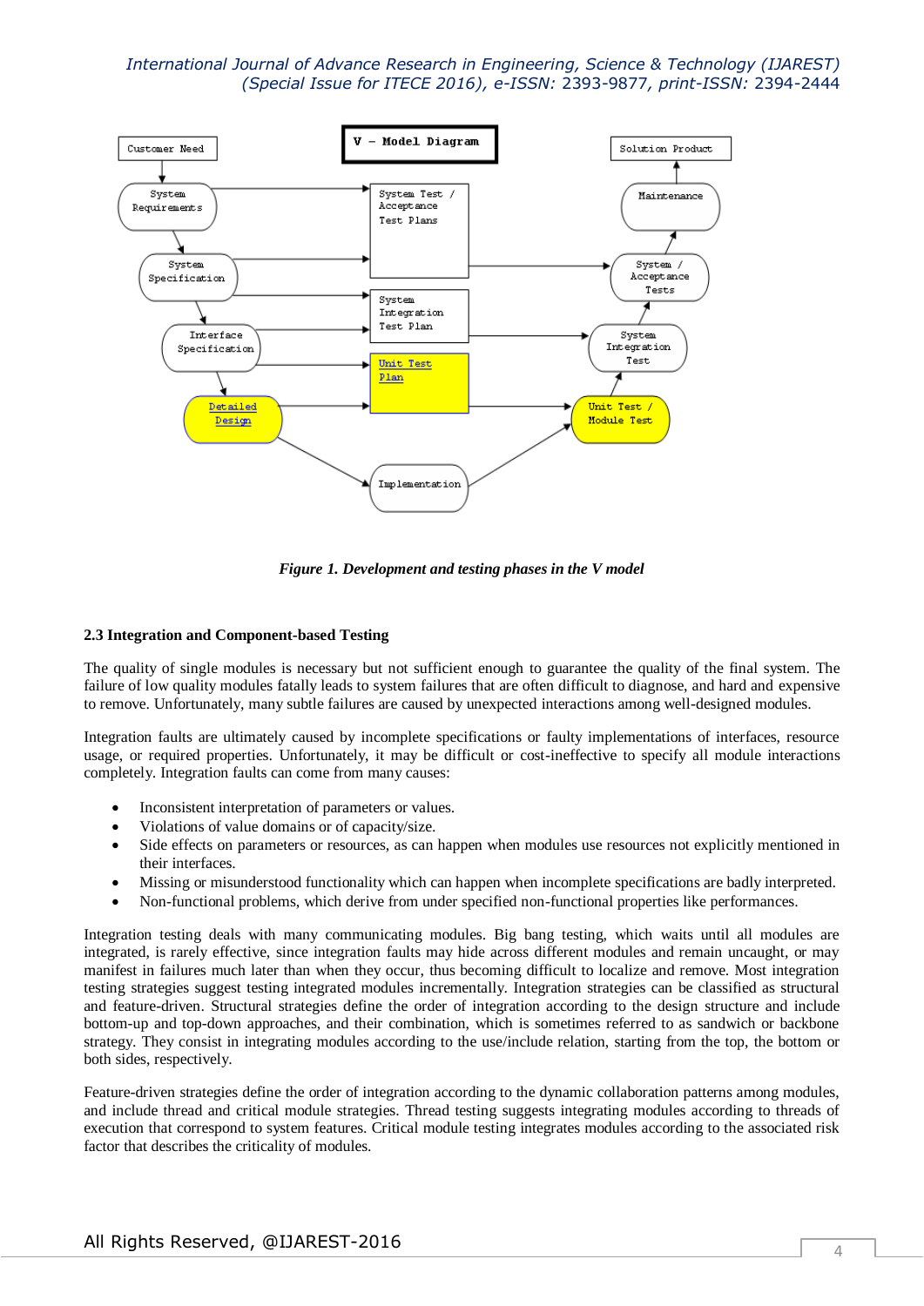*Figure 1. Development and testing phases in the V model*

### 2.3 Integration and Component-based Testing

The quality of single modules is necessary but not sufficient enough to guarantee the quality of the final system. The failure of low quality modules fatally leads to system failures that are often difficult to diagnose, and hard and expensive to remove. Unfortunately, many subtle failures are caused by unexpected interactions among well-designed modules.

Integration faults are ultimately caused by incomplete specifications or faulty implementations of interfaces, resource usage, or required properties. Unfortunately, it may be difficult or cost-ineffective to specify all module interactions completely. Integration faults can come from many causes:

- Inconsistent interpretation of parameters or values.
- Violations of value domains or of capacity/size.
- Side effects on parameters or resources, as can happen when modules use resources not explicitly mentioned in their interfaces.
- Missing or misunderstood functionality which can happen when incomplete specifications are badly interpreted.
- Non-functional problems, which derive from under specified non-functional properties like performances.

Integration testing deals with many communicating modules. Big bang testing, which waits until all modules are integrated, is rarely effective, since integration faults may hide across different modules and remain uncaught, or may manifest in failures much later than when they occur, thus becoming difficult to localize and remove. Most integration testing strategies suggest testing integrated modules incrementally. Integration strategies can be classified as structural and feature-driven. Structural strategies define the order of integration according to the design structure and include bottom-up and top-down approaches, and their combination, which is sometimes referred to as sandwich or backbone strategy. They consist in integrating modules according to the use/include relation, starting from the top, the bottom or both sides, respectively.

Feature-driven strategies define the order of integration according to the dynamic collaboration patterns among modules, and include thread and critical module strategies. Thread testing suggests integrating modules according to threads of execution that correspond to system features. Critical module testing integrates modules according to the associated risk factor that describes the criticality of modules.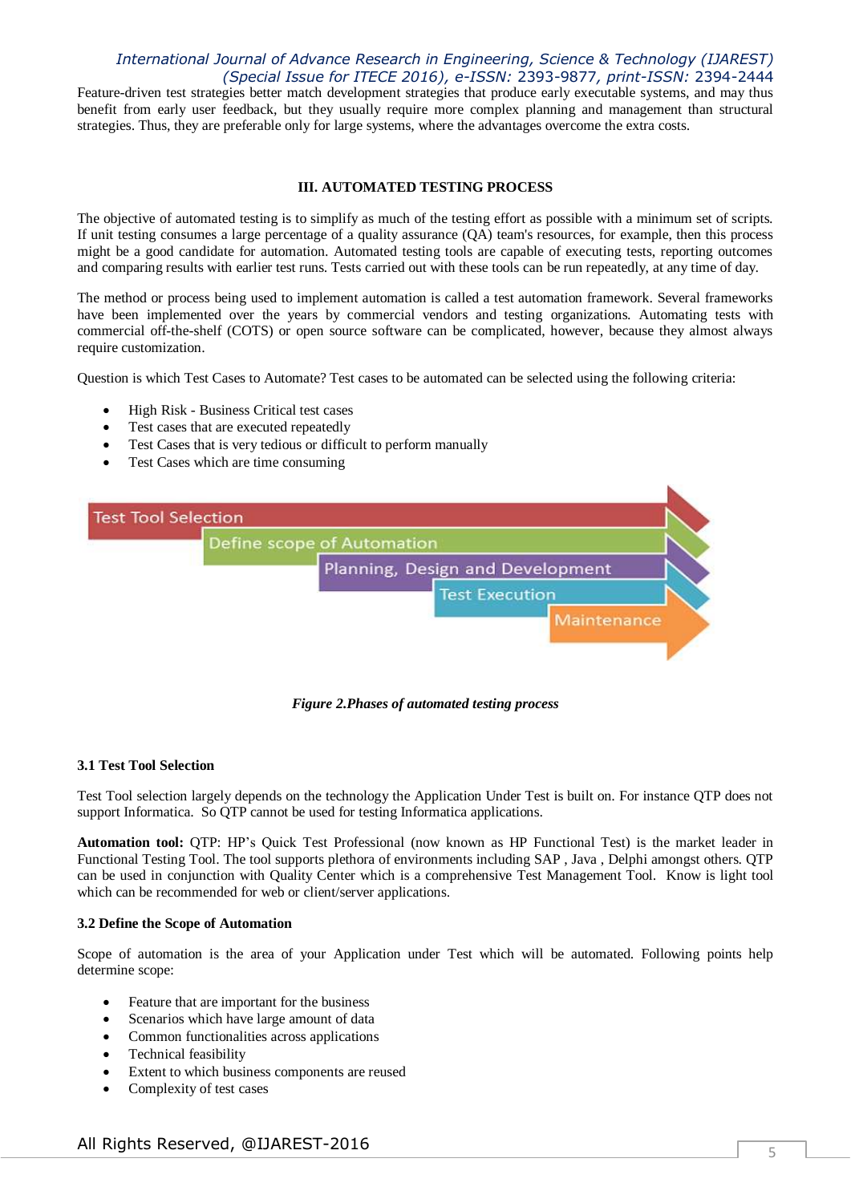Feature-driven test strategies better match development strategies that produce early executable systems, and may thus benefit from early user feedback, but they usually require more complex planning and management than structural strategies. Thus, they are preferable only for large systems, where the advantages overcome the extra costs.

## III. AUTOMATED TESTING PROCESS

The objective of automated testing is to simplify as much of the testing effort as possible with a minimum set of scripts. If unit testing consumes a large percentage of a quality assurance (QA) team's resources, for example, then this process might be a good candidate for automation. Automated testing tools are capable of executing tests, reporting outcomes and comparing results with earlier test runs. Tests carried out with these tools can be run repeatedly, at any time of day.

The method or process being used to implement automation is called a test automation framework. Several frameworks have been implemented over the years by commercial vendors and testing organizations. Automating tests with commercial off-the-shelf (COTS) or open source software can be complicated, however, because they almost always require customization.

Question is which Test Cases to Automate? Test cases to be automated can be selected using the following criteria:

- High Risk - Business Critical test cases
- Test cases that are executed repeatedly
- Test Cases that is very tedious or difficult to perform manually
- Test Cases which are time consuming

Test Tool Selection
Define scope of Automation
Planning, Design and Development
Test Execution
Maintenance

*Figure 2.Phases of automated testing process*

### 3.1 Test Tool Selection

Test Tool selection largely depends on the technology the Application Under Test is built on. For instance QTP does not support Informatica. So QTP cannot be used for testing Informatica applications.

**Automation tool:** QTP: HP's Quick Test Professional (now known as HP Functional Test) is the market leader in Functional Testing Tool. The tool supports plethora of environments including SAP , Java , Delphi amongst others. QTP can be used in conjunction with Quality Center which is a comprehensive Test Management Tool. Know is light tool which can be recommended for web or client/server applications.

### 3.2 Define the Scope of Automation

Scope of automation is the area of your Application under Test which will be automated. Following points help determine scope:

- Feature that are important for the business
- Scenarios which have large amount of data
- Common functionalities across applications
- Technical feasibility
- Extent to which business components are reused
- Complexity of test cases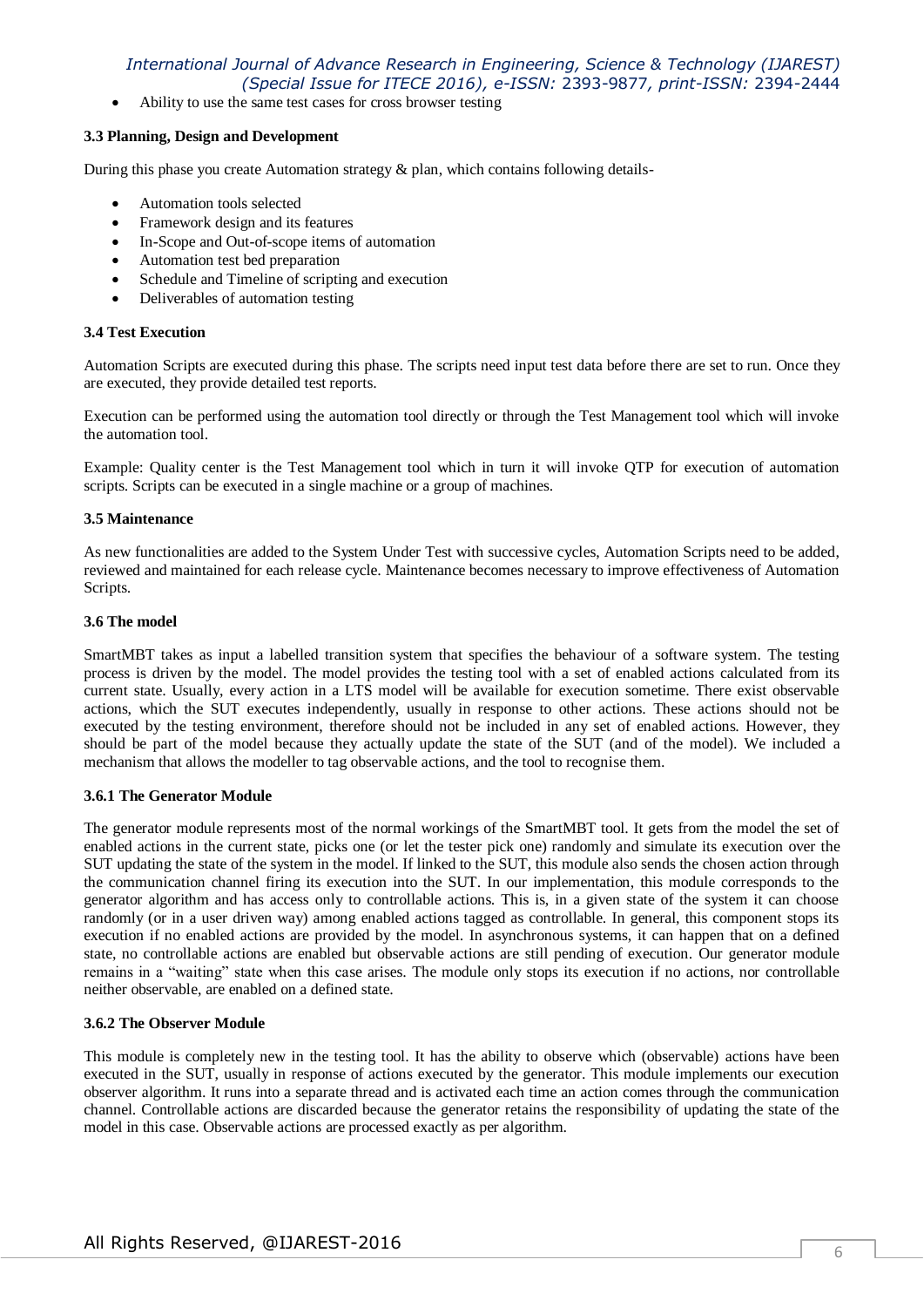- Ability to use the same test cases for cross browser testing

**3.3 Planning, Design and Development**

During this phase you create Automation strategy & plan, which contains following details-

- Automation tools selected
- Framework design and its features
- In-Scope and Out-of-scope items of automation
- Automation test bed preparation
- Schedule and Timeline of scripting and execution
- Deliverables of automation testing

**3.4 Test Execution**

Automation Scripts are executed during this phase. The scripts need input test data before there are set to run. Once they are executed, they provide detailed test reports.

Execution can be performed using the automation tool directly or through the Test Management tool which will invoke the automation tool.

Example: Quality center is the Test Management tool which in turn it will invoke QTP for execution of automation scripts. Scripts can be executed in a single machine or a group of machines.

**3.5 Maintenance**

As new functionalities are added to the System Under Test with successive cycles, Automation Scripts need to be added, reviewed and maintained for each release cycle. Maintenance becomes necessary to improve effectiveness of Automation Scripts.

**3.6 The model**

SmartMBT takes as input a labelled transition system that specifies the behaviour of a software system. The testing process is driven by the model. The model provides the testing tool with a set of enabled actions calculated from its current state. Usually, every action in a LTS model will be available for execution sometime. There exist observable actions, which the SUT executes independently, usually in response to other actions. These actions should not be executed by the testing environment, therefore should not be included in any set of enabled actions. However, they should be part of the model because they actually update the state of the SUT (and of the model). We included a mechanism that allows the modeller to tag observable actions, and the tool to recognise them.

**3.6.1 The Generator Module**

The generator module represents most of the normal workings of the SmartMBT tool. It gets from the model the set of enabled actions in the current state, picks one (or let the tester pick one) randomly and simulate its execution over the SUT updating the state of the system in the model. If linked to the SUT, this module also sends the chosen action through the communication channel firing its execution into the SUT. In our implementation, this module corresponds to the generator algorithm and has access only to controllable actions. This is, in a given state of the system it can choose randomly (or in a user driven way) among enabled actions tagged as controllable. In general, this component stops its execution if no enabled actions are provided by the model. In asynchronous systems, it can happen that on a defined state, no controllable actions are enabled but observable actions are still pending of execution. Our generator module remains in a "waiting" state when this case arises. The module only stops its execution if no actions, nor controllable neither observable, are enabled on a defined state.

**3.6.2 The Observer Module**

This module is completely new in the testing tool. It has the ability to observe which (observable) actions have been executed in the SUT, usually in response of actions executed by the generator. This module implements our execution observer algorithm. It runs into a separate thread and is activated each time an action comes through the communication channel. Controllable actions are discarded because the generator retains the responsibility of updating the state of the model in this case. Observable actions are processed exactly as per algorithm.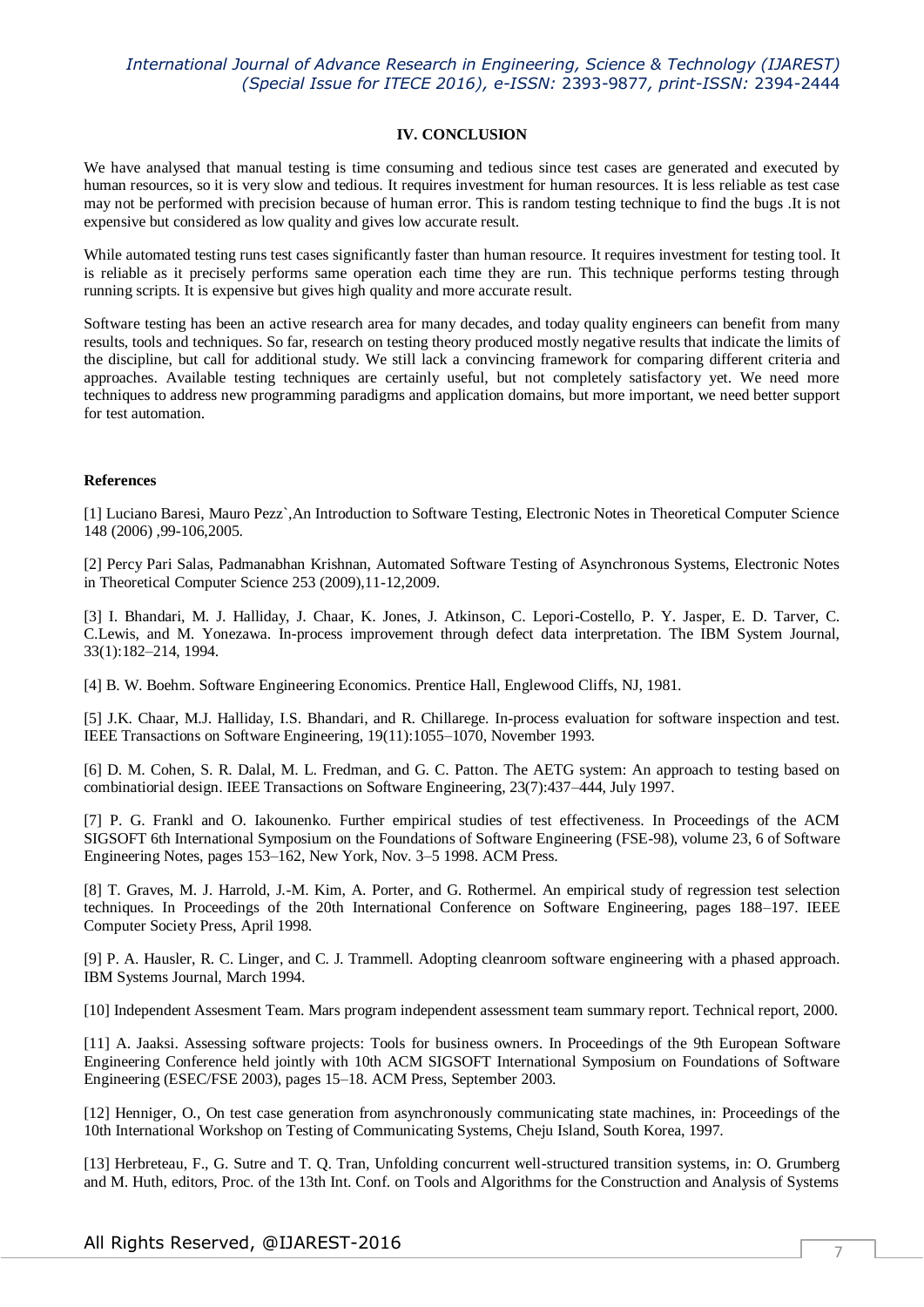## IV. CONCLUSION

We have analysed that manual testing is time consuming and tedious since test cases are generated and executed by human resources, so it is very slow and tedious. It requires investment for human resources. It is less reliable as test case may not be performed with precision because of human error. This is random testing technique to find the bugs .It is not expensive but considered as low quality and gives low accurate result.

While automated testing runs test cases significantly faster than human resource. It requires investment for testing tool. It is reliable as it precisely performs same operation each time they are run. This technique performs testing through running scripts. It is expensive but gives high quality and more accurate result.

Software testing has been an active research area for many decades, and today quality engineers can benefit from many results, tools and techniques. So far, research on testing theory produced mostly negative results that indicate the limits of the discipline, but call for additional study. We still lack a convincing framework for comparing different criteria and approaches. Available testing techniques are certainly useful, but not completely satisfactory yet. We need more techniques to address new programming paradigms and application domains, but more important, we need better support for test automation.

**References**

[1] Luciano Baresi, Mauro Pezz`,An Introduction to Software Testing, Electronic Notes in Theoretical Computer Science 148 (2006) ,99-106,2005.

[2] Percy Pari Salas, Padmanabhan Krishnan, Automated Software Testing of Asynchronous Systems, Electronic Notes in Theoretical Computer Science 253 (2009),11-12,2009.

[3] I. Bhandari, M. J. Halliday, J. Chaar, K. Jones, J. Atkinson, C. Lepori-Costello, P. Y. Jasper, E. D. Tarver, C. C.Lewis, and M. Yonezawa. In-process improvement through defect data interpretation. The IBM System Journal, 33(1):182–214, 1994.

[4] B. W. Boehm. Software Engineering Economics. Prentice Hall, Englewood Cliffs, NJ, 1981.

[5] J.K. Chaar, M.J. Halliday, I.S. Bhandari, and R. Chillarege. In-process evaluation for software inspection and test. IEEE Transactions on Software Engineering, 19(11):1055–1070, November 1993.

[6] D. M. Cohen, S. R. Dalal, M. L. Fredman, and G. C. Patton. The AETG system: An approach to testing based on combinatiorial design. IEEE Transactions on Software Engineering, 23(7):437–444, July 1997.

[7] P. G. Frankl and O. Iakounenko. Further empirical studies of test effectiveness. In Proceedings of the ACM SIGSOFT 6th International Symposium on the Foundations of Software Engineering (FSE-98), volume 23, 6 of Software Engineering Notes, pages 153–162, New York, Nov. 3–5 1998. ACM Press.

[8] T. Graves, M. J. Harrold, J.-M. Kim, A. Porter, and G. Rothermel. An empirical study of regression test selection techniques. In Proceedings of the 20th International Conference on Software Engineering, pages 188–197. IEEE Computer Society Press, April 1998.

[9] P. A. Hausler, R. C. Linger, and C. J. Trammell. Adopting cleanroom software engineering with a phased approach. IBM Systems Journal, March 1994.

[10] Independent Assesment Team. Mars program independent assessment team summary report. Technical report, 2000.

[11] A. Jaaksi. Assessing software projects: Tools for business owners. In Proceedings of the 9th European Software Engineering Conference held jointly with 10th ACM SIGSOFT International Symposium on Foundations of Software Engineering (ESEC/FSE 2003), pages 15–18. ACM Press, September 2003.

[12] Henniger, O., On test case generation from asynchronously communicating state machines, in: Proceedings of the 10th International Workshop on Testing of Communicating Systems, Cheju Island, South Korea, 1997.

[13] Herbreteau, F., G. Sutre and T. Q. Tran, Unfolding concurrent well-structured transition systems, in: O. Grumberg and M. Huth, editors, Proc. of the 13th Int. Conf. on Tools and Algorithms for the Construction and Analysis of Systems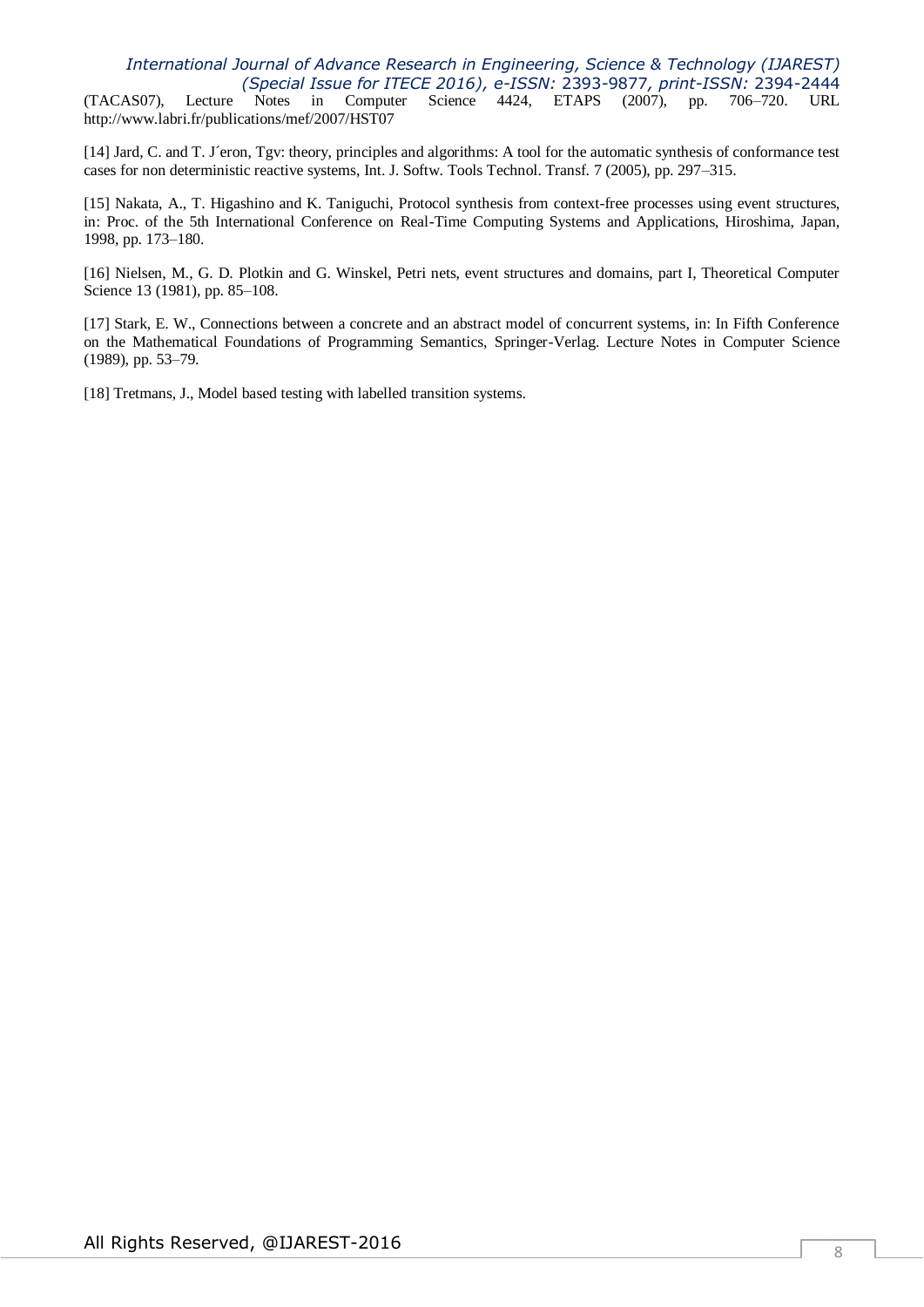(TACAS07), Lecture Notes in Computer Science 4424, ETAPS (2007), pp. 706–720. URL http://www.labri.fr/publications/mef/2007/HST07

[14] Jard, C. and T. J´eron, Tgv: theory, principles and algorithms: A tool for the automatic synthesis of conformance test cases for non deterministic reactive systems, Int. J. Softw. Tools Technol. Transf. 7 (2005), pp. 297–315.

[15] Nakata, A., T. Higashino and K. Taniguchi, Protocol synthesis from context-free processes using event structures, in: Proc. of the 5th International Conference on Real-Time Computing Systems and Applications, Hiroshima, Japan, 1998, pp. 173–180.

[16] Nielsen, M., G. D. Plotkin and G. Winskel, Petri nets, event structures and domains, part I, Theoretical Computer Science 13 (1981), pp. 85–108.

[17] Stark, E. W., Connections between a concrete and an abstract model of concurrent systems, in: In Fifth Conference on the Mathematical Foundations of Programming Semantics, Springer-Verlag. Lecture Notes in Computer Science (1989), pp. 53–79.

[18] Tretmans, J., Model based testing with labelled transition systems.